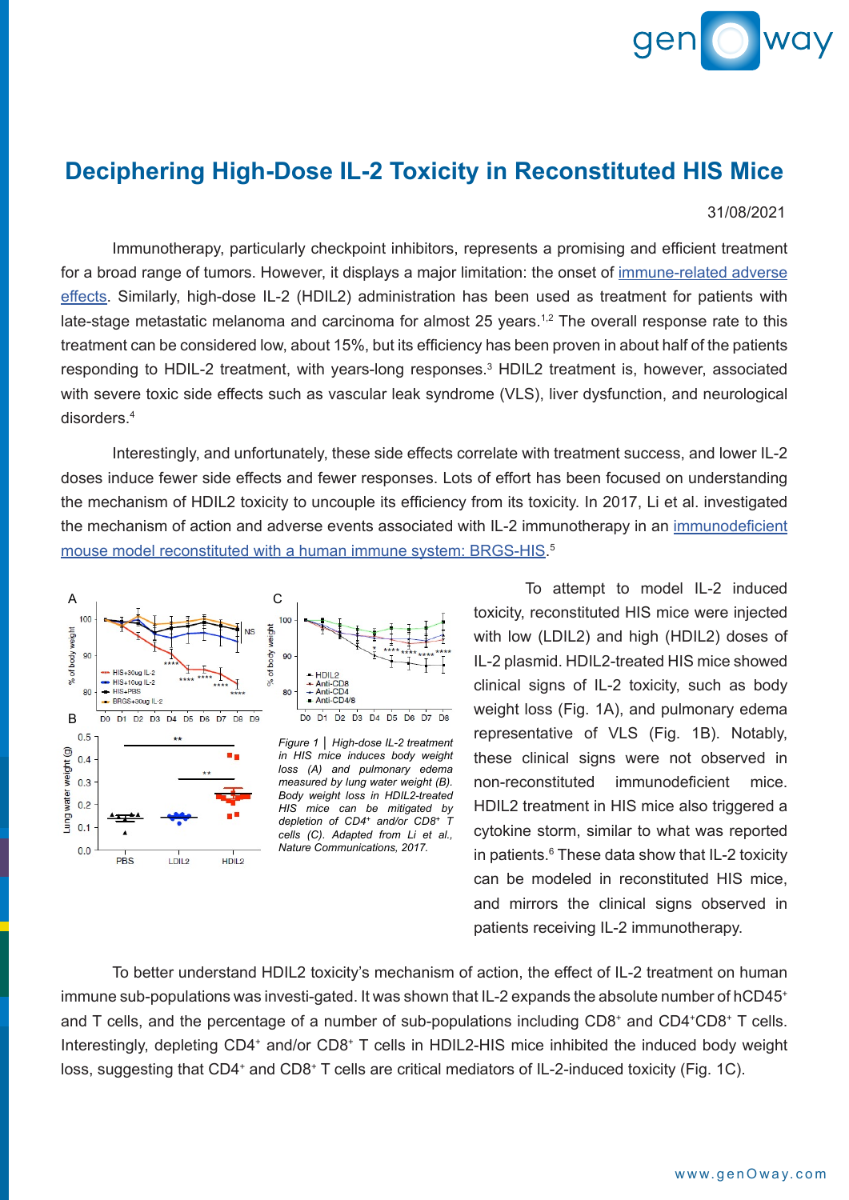# Deciphering High-Dose IL-2 Toxicity in Reconstituted HIS Mice

31/08/2021

Immunotherapy, particularly checkpoint inhibitors, represents a promising and efficient treatment for a broad range of tumors. However, it displays a major limitation: the onset of immune-related adverse effects. Similarly, high-dose IL-2 (HDIL2) administration has been used as treatment for patients with late-stage metastatic melanoma and carcinoma for almost 25 years.[1,2] The overall response rate to this treatment can be considered low, about 15%, but its efficiency has been proven in about half of the patients responding to HDIL-2 treatment, with years-long responses.[3] HDIL2 treatment is, however, associated with severe toxic side effects such as vascular leak syndrome (VLS), liver dysfunction, and neurological disorders.[4]

Interestingly, and unfortunately, these side effects correlate with treatment success, and lower IL-2 doses induce fewer side effects and fewer responses. Lots of effort has been focused on understanding the mechanism of HDIL2 toxicity to uncouple its efficiency from its toxicity. In 2017, Li et al. investigated the mechanism of action and adverse events associated with IL-2 immunotherapy in an immunodeficient mouse model reconstituted with a human immune system: BRGS-HIS.[5]

*Figure 1 | High-dose IL-2 treatment in HIS mice induces body weight loss (A) and pulmonary edema measured by lung water weight (B). Body weight loss in HDIL2-treated HIS mice can be mitigated by depletion of CD4⁺ and/or CD8⁺ T cells (C). Adapted from Li et al., Nature Communications, 2017.*

To attempt to model IL-2 induced toxicity, reconstituted HIS mice were injected with low (LDIL2) and high (HDIL2) doses of IL-2 plasmid. HDIL2-treated HIS mice showed clinical signs of IL-2 toxicity, such as body weight loss (Fig. 1A), and pulmonary edema representative of VLS (Fig. 1B). Notably, these clinical signs were not observed in non-reconstituted immunodeficient mice. HDIL2 treatment in HIS mice also triggered a cytokine storm, similar to what was reported in patients.[6] These data show that IL-2 toxicity can be modeled in reconstituted HIS mice, and mirrors the clinical signs observed in patients receiving IL-2 immunotherapy.

To better understand HDIL2 toxicity's mechanism of action, the effect of IL-2 treatment on human immune sub-populations was investi-gated. It was shown that IL-2 expands the absolute number of hCD45⁺ and T cells, and the percentage of a number of sub-populations including CD8⁺ and CD4⁺CD8⁺ T cells. Interestingly, depleting CD4⁺ and/or CD8⁺ T cells in HDIL2-HIS mice inhibited the induced body weight loss, suggesting that CD4⁺ and CD8⁺ T cells are critical mediators of IL-2-induced toxicity (Fig. 1C).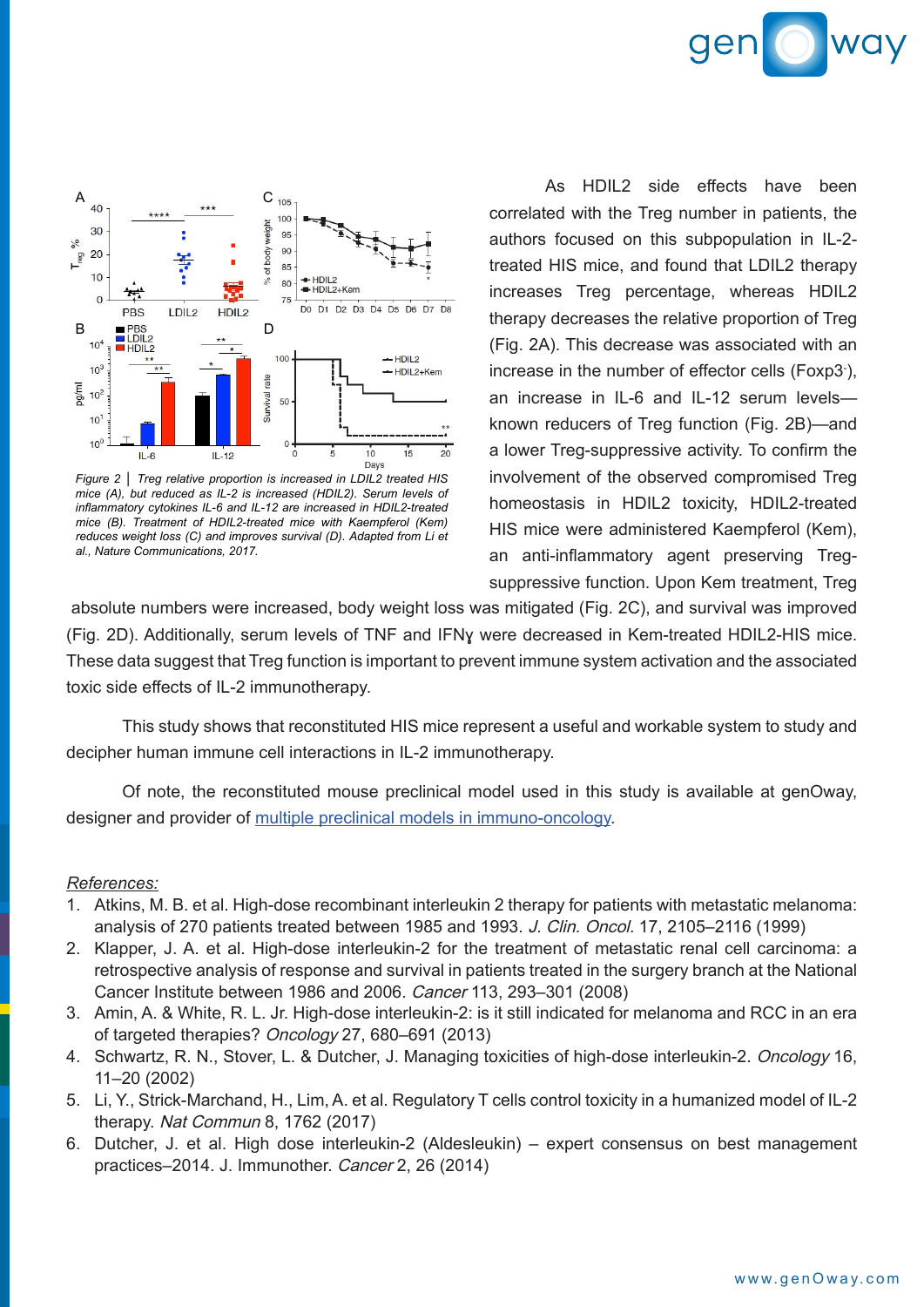A
40
30
$T_{reg}$ %
20
10
0
PBS
LDIL2
HDIL2
\*\*\*\*
\*\*\*

B
PBS
LDIL2
HDIL2
$10^4$
$10^3$
pg/ml
$10^2$
$10^1$
$10^0$
IL-6
IL-12
\*\*
\*\*
\*\*
\*
\*

C
105
100
95
% of body weight
90
85
80
75
HDIL2
HDIL2+Kem
D0 D1 D2 D3 D4 D5 D6 D7 D8

D
100
Survival rate
50
0
HDIL2
HDIL2+Kem
0 5 10 15 20
Days
\*\*

*Figure 2 | Treg relative proportion is increased in LDIL2 treated HIS mice (A), but reduced as IL-2 is increased (HDIL2). Serum levels of inflammatory cytokines IL-6 and IL-12 are increased in HDIL2-treated mice (B). Treatment of HDIL2-treated mice with Kaempferol (Kem) reduces weight loss (C) and improves survival (D). Adapted from Li et al., Nature Communications, 2017.*

As HDIL2 side effects have been correlated with the Treg number in patients, the authors focused on this subpopulation in IL-2-treated HIS mice, and found that LDIL2 therapy increases Treg percentage, whereas HDIL2 therapy decreases the relative proportion of Treg (Fig. 2A). This decrease was associated with an increase in the number of effector cells (Foxp3-), an increase in IL-6 and IL-12 serum levels—known reducers of Treg function (Fig. 2B)—and a lower Treg-suppressive activity. To confirm the involvement of the observed compromised Treg homeostasis in HDIL2 toxicity, HDIL2-treated HIS mice were administered Kaempferol (Kem), an anti-inflammatory agent preserving Treg-suppressive function. Upon Kem treatment, Treg absolute numbers were increased, body weight loss was mitigated (Fig. 2C), and survival was improved (Fig. 2D). Additionally, serum levels of TNF and IFNɣ were decreased in Kem-treated HDIL2-HIS mice. These data suggest that Treg function is important to prevent immune system activation and the associated toxic side effects of IL-2 immunotherapy.

This study shows that reconstituted HIS mice represent a useful and workable system to study and decipher human immune cell interactions in IL-2 immunotherapy.

Of note, the reconstituted mouse preclinical model used in this study is available at genOway, designer and provider of multiple preclinical models in immuno-oncology.

*References:*

1. Atkins, M. B. et al. High-dose recombinant interleukin 2 therapy for patients with metastatic melanoma: analysis of 270 patients treated between 1985 and 1993. *J. Clin. Oncol.* 17, 2105–2116 (1999)
2. Klapper, J. A. et al. High-dose interleukin-2 for the treatment of metastatic renal cell carcinoma: a retrospective analysis of response and survival in patients treated in the surgery branch at the National Cancer Institute between 1986 and 2006. *Cancer* 113, 293–301 (2008)
3. Amin, A. & White, R. L. Jr. High-dose interleukin-2: is it still indicated for melanoma and RCC in an era of targeted therapies? *Oncology* 27, 680–691 (2013)
4. Schwartz, R. N., Stover, L. & Dutcher, J. Managing toxicities of high-dose interleukin-2. *Oncology* 16, 11–20 (2002)
5. Li, Y., Strick-Marchand, H., Lim, A. et al. Regulatory T cells control toxicity in a humanized model of IL-2 therapy. *Nat Commun* 8, 1762 (2017)
6. Dutcher, J. et al. High dose interleukin-2 (Aldesleukin) – expert consensus on best management practices–2014. J. Immunother. *Cancer* 2, 26 (2014)